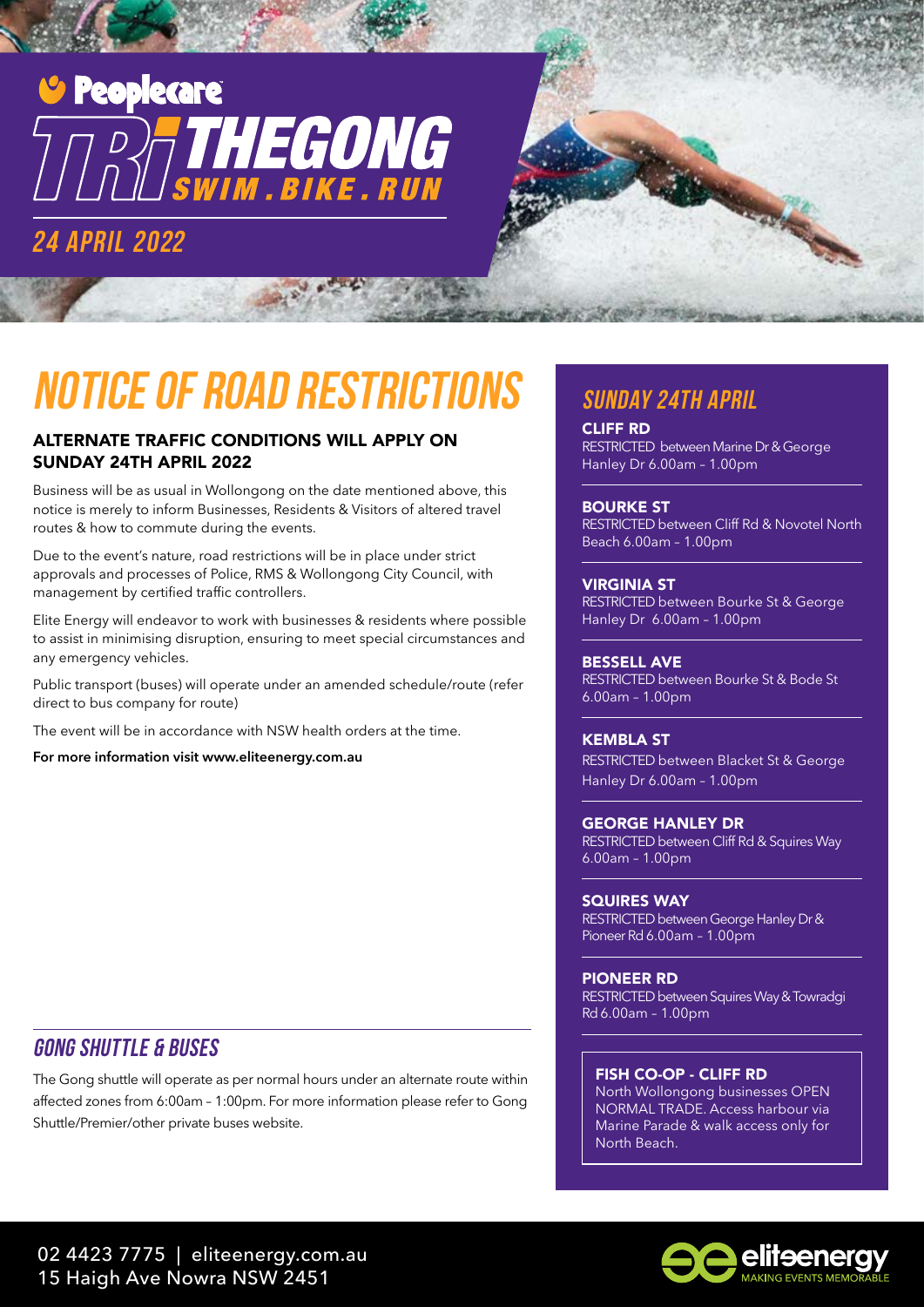Peoplecare

# TRI THEGONG

SWIM . BIKE . RUN

24 APRIL 2022

# NOTICE OF ROAD RESTRICTIONS

### ALTERNATE TRAFFIC CONDITIONS WILL APPLY ON SUNDAY 24TH APRIL 2022

Business will be as usual in Wollongong on the date mentioned above, this notice is merely to inform Businesses, Residents & Visitors of altered travel routes & how to commute during the events.

Due to the event's nature, road restrictions will be in place under strict approvals and processes of Police, RMS & Wollongong City Council, with management by certified traffic controllers.

Elite Energy will endeavor to work with businesses & residents where possible to assist in minimising disruption, ensuring to meet special circumstances and any emergency vehicles.

Public transport (buses) will operate under an amended schedule/route (refer direct to bus company for route)

The event will be in accordance with NSW health orders at the time.

**For more information visit www.eliteenergy.com.au**

## GONG SHUTTLE & BUSES

The Gong shuttle will operate as per normal hours under an alternate route within affected zones from 6:00am – 1:00pm. For more information please refer to Gong Shuttle/Premier/other private buses website.

## SUNDAY 24TH APRIL

**CLIFF RD**
RESTRICTED between Marine Dr & George Hanley Dr 6.00am – 1.00pm

**BOURKE ST**
RESTRICTED between Cliff Rd & Novotel North Beach 6.00am – 1.00pm

**VIRGINIA ST**
RESTRICTED between Bourke St & George Hanley Dr 6.00am – 1.00pm

**BESSELL AVE**
RESTRICTED between Bourke St & Bode St 6.00am – 1.00pm

**KEMBLA ST**
RESTRICTED between Blacket St & George Hanley Dr 6.00am – 1.00pm

**GEORGE HANLEY DR**
RESTRICTED between Cliff Rd & Squires Way 6.00am – 1.00pm

**SQUIRES WAY**
RESTRICTED between George Hanley Dr & Pioneer Rd 6.00am – 1.00pm

**PIONEER RD**
RESTRICTED between Squires Way & Towradgi Rd 6.00am – 1.00pm

**FISH CO-OP - CLIFF RD**
North Wollongong businesses OPEN NORMAL TRADE. Access harbour via Marine Parade & walk access only for North Beach.

02 4423 7775 | eliteenergy.com.au
15 Haigh Ave Nowra NSW 2451

eliteenergy MAKING EVENTS MEMORABLE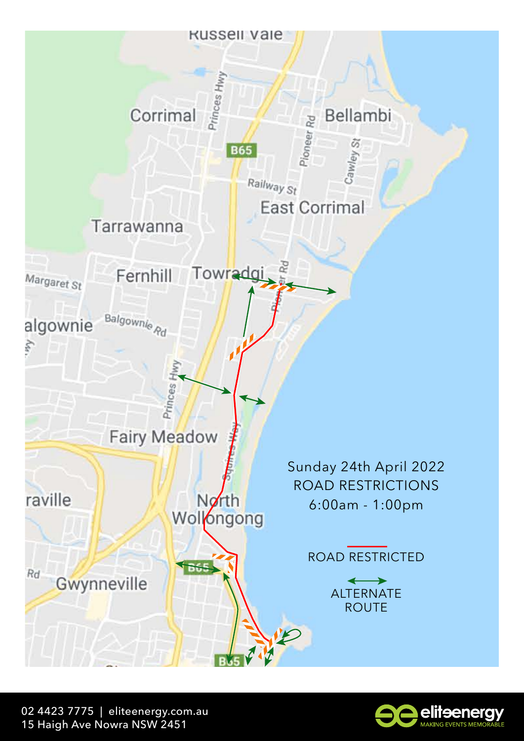Sunday 24th April 2022
ROAD RESTRICTIONS
6:00am - 1:00pm

ROAD RESTRICTED

ALTERNATE ROUTE

02 4423 7775 | eliteenergy.com.au
15 Haigh Ave Nowra NSW 2451

eliteenergy
MAKING EVENTS MEMORABLE